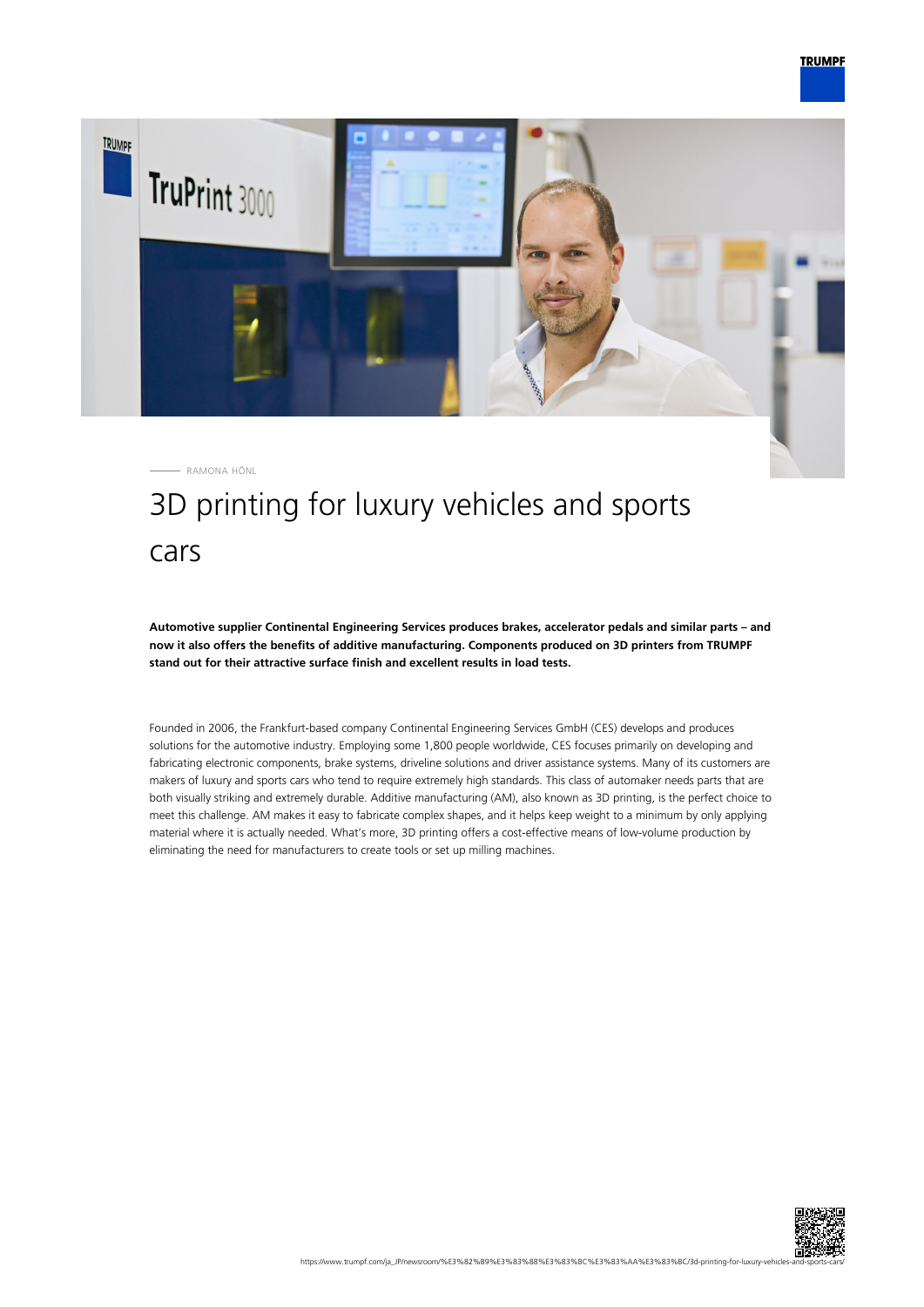RAMONA HÖNL

# 3D printing for luxury vehicles and sports cars

**Automotive supplier Continental Engineering Services produces brakes, accelerator pedals and similar parts – and now it also offers the benefits of additive manufacturing. Components produced on 3D printers from TRUMPF stand out for their attractive surface finish and excellent results in load tests.**

Founded in 2006, the Frankfurt-based company Continental Engineering Services GmbH (CES) develops and produces solutions for the automotive industry. Employing some 1,800 people worldwide, CES focuses primarily on developing and fabricating electronic components, brake systems, driveline solutions and driver assistance systems. Many of its customers are makers of luxury and sports cars who tend to require extremely high standards. This class of automaker needs parts that are both visually striking and extremely durable. Additive manufacturing (AM), also known as 3D printing, is the perfect choice to meet this challenge. AM makes it easy to fabricate complex shapes, and it helps keep weight to a minimum by only applying material where it is actually needed. What's more, 3D printing offers a cost-effective means of low-volume production by eliminating the need for manufacturers to create tools or set up milling machines.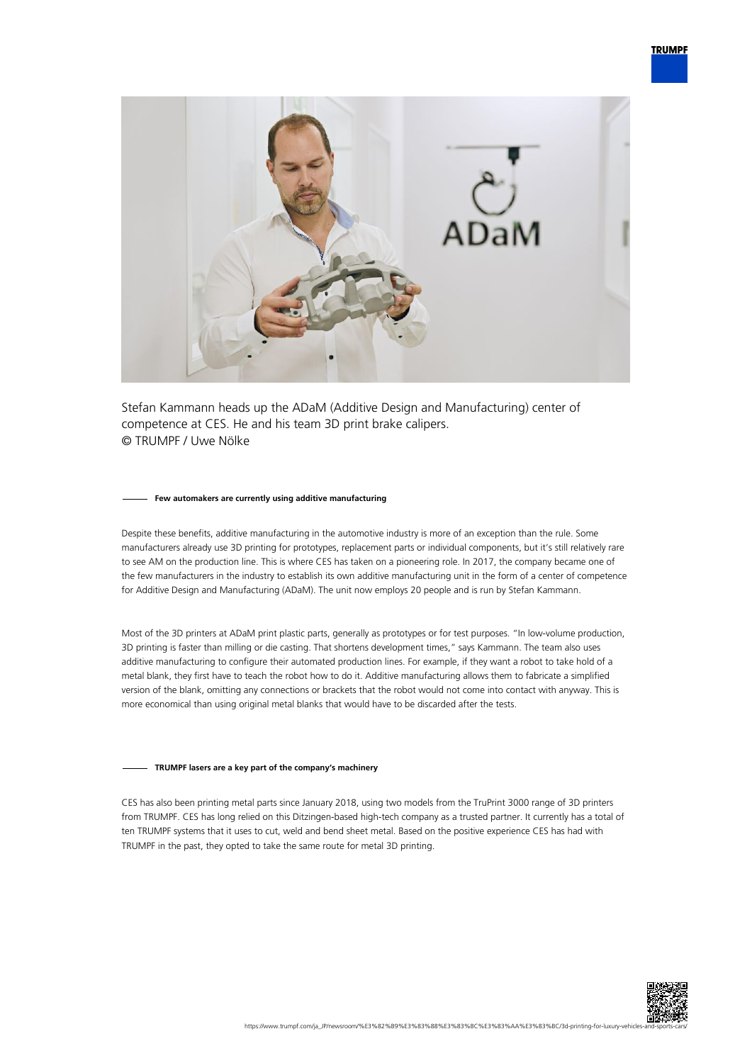Stefan Kammann heads up the ADaM (Additive Design and Manufacturing) center of competence at CES. He and his team 3D print brake calipers.
© TRUMPF / Uwe Nölke

#### Few automakers are currently using additive manufacturing

Despite these benefits, additive manufacturing in the automotive industry is more of an exception than the rule. Some manufacturers already use 3D printing for prototypes, replacement parts or individual components, but it's still relatively rare to see AM on the production line. This is where CES has taken on a pioneering role. In 2017, the company became one of the few manufacturers in the industry to establish its own additive manufacturing unit in the form of a center of competence for Additive Design and Manufacturing (ADaM). The unit now employs 20 people and is run by Stefan Kammann.

Most of the 3D printers at ADaM print plastic parts, generally as prototypes or for test purposes. "In low-volume production, 3D printing is faster than milling or die casting. That shortens development times," says Kammann. The team also uses additive manufacturing to configure their automated production lines. For example, if they want a robot to take hold of a metal blank, they first have to teach the robot how to do it. Additive manufacturing allows them to fabricate a simplified version of the blank, omitting any connections or brackets that the robot would not come into contact with anyway. This is more economical than using original metal blanks that would have to be discarded after the tests.

#### TRUMPF lasers are a key part of the company's machinery

CES has also been printing metal parts since January 2018, using two models from the TruPrint 3000 range of 3D printers from TRUMPF. CES has long relied on this Ditzingen-based high-tech company as a trusted partner. It currently has a total of ten TRUMPF systems that it uses to cut, weld and bend sheet metal. Based on the positive experience CES has had with TRUMPF in the past, they opted to take the same route for metal 3D printing.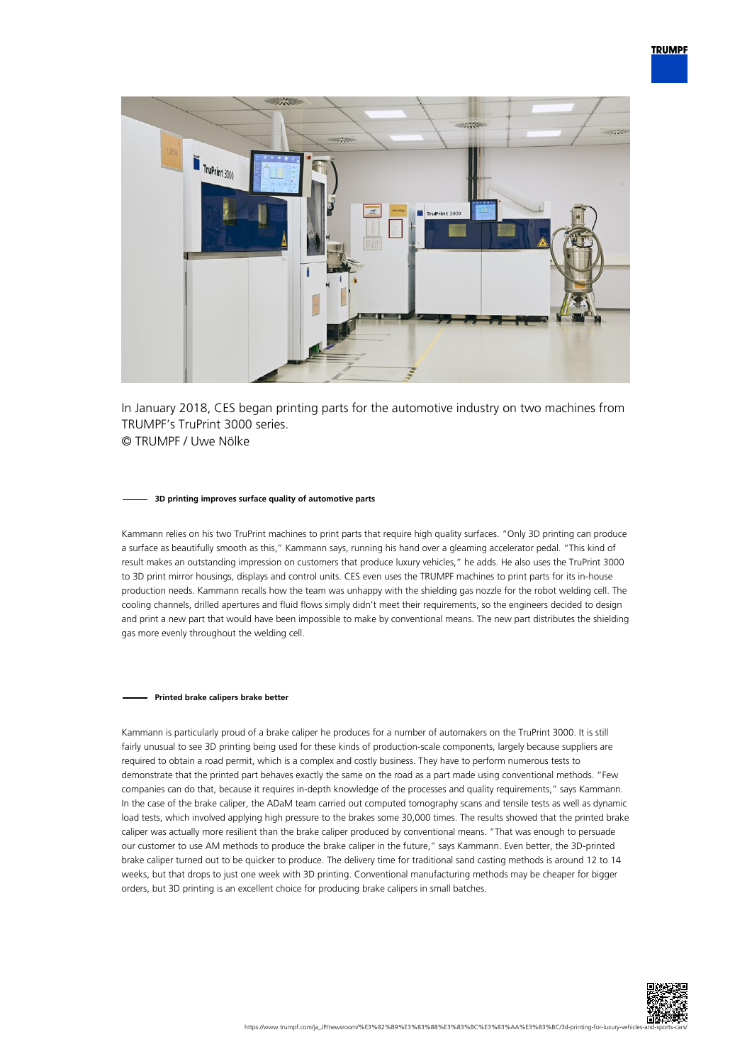In January 2018, CES began printing parts for the automotive industry on two machines from TRUMPF's TruPrint 3000 series.
© TRUMPF / Uwe Nölke

### 3D printing improves surface quality of automotive parts

Kammann relies on his two TruPrint machines to print parts that require high quality surfaces. "Only 3D printing can produce a surface as beautifully smooth as this," Kammann says, running his hand over a gleaming accelerator pedal. "This kind of result makes an outstanding impression on customers that produce luxury vehicles," he adds. He also uses the TruPrint 3000 to 3D print mirror housings, displays and control units. CES even uses the TRUMPF machines to print parts for its in-house production needs. Kammann recalls how the team was unhappy with the shielding gas nozzle for the robot welding cell. The cooling channels, drilled apertures and fluid flows simply didn't meet their requirements, so the engineers decided to design and print a new part that would have been impossible to make by conventional means. The new part distributes the shielding gas more evenly throughout the welding cell.

### Printed brake calipers brake better

Kammann is particularly proud of a brake caliper he produces for a number of automakers on the TruPrint 3000. It is still fairly unusual to see 3D printing being used for these kinds of production-scale components, largely because suppliers are required to obtain a road permit, which is a complex and costly business. They have to perform numerous tests to demonstrate that the printed part behaves exactly the same on the road as a part made using conventional methods. "Few companies can do that, because it requires in-depth knowledge of the processes and quality requirements," says Kammann. In the case of the brake caliper, the ADaM team carried out computed tomography scans and tensile tests as well as dynamic load tests, which involved applying high pressure to the brakes some 30,000 times. The results showed that the printed brake caliper was actually more resilient than the brake caliper produced by conventional means. "That was enough to persuade our customer to use AM methods to produce the brake caliper in the future," says Kammann. Even better, the 3D-printed brake caliper turned out to be quicker to produce. The delivery time for traditional sand casting methods is around 12 to 14 weeks, but that drops to just one week with 3D printing. Conventional manufacturing methods may be cheaper for bigger orders, but 3D printing is an excellent choice for producing brake calipers in small batches.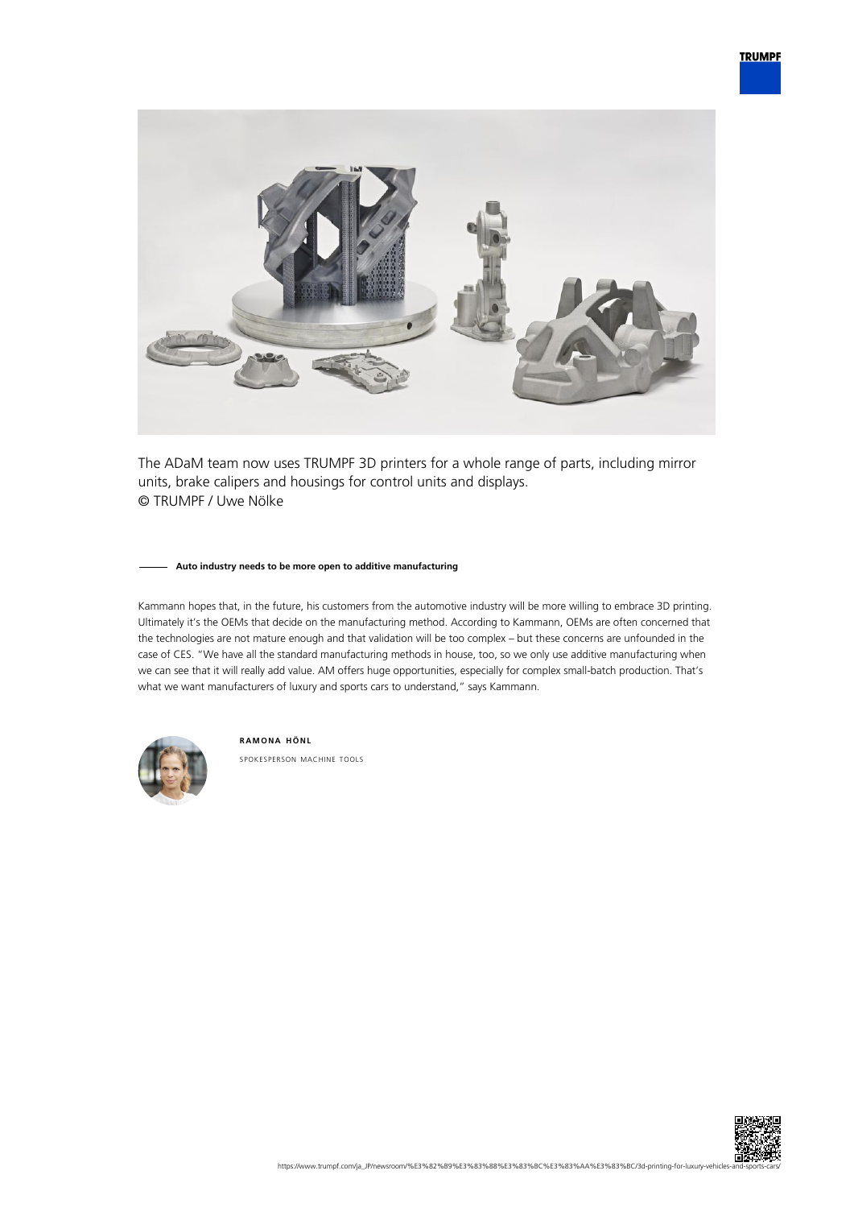The ADaM team now uses TRUMPF 3D printers for a whole range of parts, including mirror units, brake calipers and housings for control units and displays.
© TRUMPF / Uwe Nölke

## Auto industry needs to be more open to additive manufacturing

Kammann hopes that, in the future, his customers from the automotive industry will be more willing to embrace 3D printing. Ultimately it's the OEMs that decide on the manufacturing method. According to Kammann, OEMs are often concerned that the technologies are not mature enough and that validation will be too complex – but these concerns are unfounded in the case of CES. "We have all the standard manufacturing methods in house, too, so we only use additive manufacturing when we can see that it will really add value. AM offers huge opportunities, especially for complex small-batch production. That's what we want manufacturers of luxury and sports cars to understand," says Kammann.

**RAMONA HÖNL**

SPOKESPERSON MACHINE TOOLS